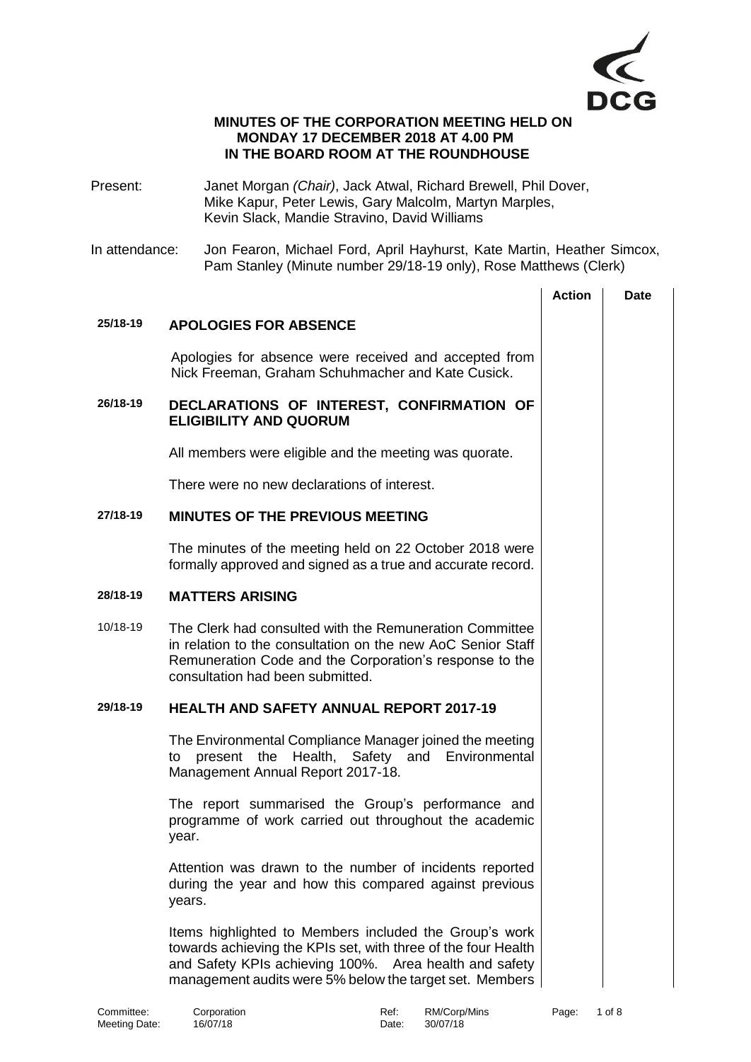**MINUTES OF THE CORPORATION MEETING HELD ON MONDAY 17 DECEMBER 2018 AT 4.00 PM IN THE BOARD ROOM AT THE ROUNDHOUSE**

Present: Janet Morgan *(Chair)*, Jack Atwal, Richard Brewell, Phil Dover, Mike Kapur, Peter Lewis, Gary Malcolm, Martyn Marples, Kevin Slack, Mandie Stravino, David Williams

In attendance: Jon Fearon, Michael Ford, April Hayhurst, Kate Martin, Heather Simcox, Pam Stanley (Minute number 29/18-19 only), Rose Matthews (Clerk)

| | | Action | Date |
|---|---|---|---|
| **25/18-19** | **APOLOGIES FOR ABSENCE** | | |
| | Apologies for absence were received and accepted from Nick Freeman, Graham Schuhmacher and Kate Cusick. | | |
| **26/18-19** | **DECLARATIONS OF INTEREST, CONFIRMATION OF ELIGIBILITY AND QUORUM** | | |
| | All members were eligible and the meeting was quorate. | | |
| | There were no new declarations of interest. | | |
| **27/18-19** | **MINUTES OF THE PREVIOUS MEETING** | | |
| | The minutes of the meeting held on 22 October 2018 were formally approved and signed as a true and accurate record. | | |
| **28/18-19** | **MATTERS ARISING** | | |
| 10/18-19 | The Clerk had consulted with the Remuneration Committee in relation to the consultation on the new AoC Senior Staff Remuneration Code and the Corporation's response to the consultation had been submitted. | | |
| **29/18-19** | **HEALTH AND SAFETY ANNUAL REPORT 2017-19** | | |
| | The Environmental Compliance Manager joined the meeting to present the Health, Safety and Environmental Management Annual Report 2017-18. | | |
| | The report summarised the Group's performance and programme of work carried out throughout the academic year. | | |
| | Attention was drawn to the number of incidents reported during the year and how this compared against previous years. | | |
| | Items highlighted to Members included the Group's work towards achieving the KPIs set, with three of the four Health and Safety KPIs achieving 100%. Area health and safety management audits were 5% below the target set. Members | | |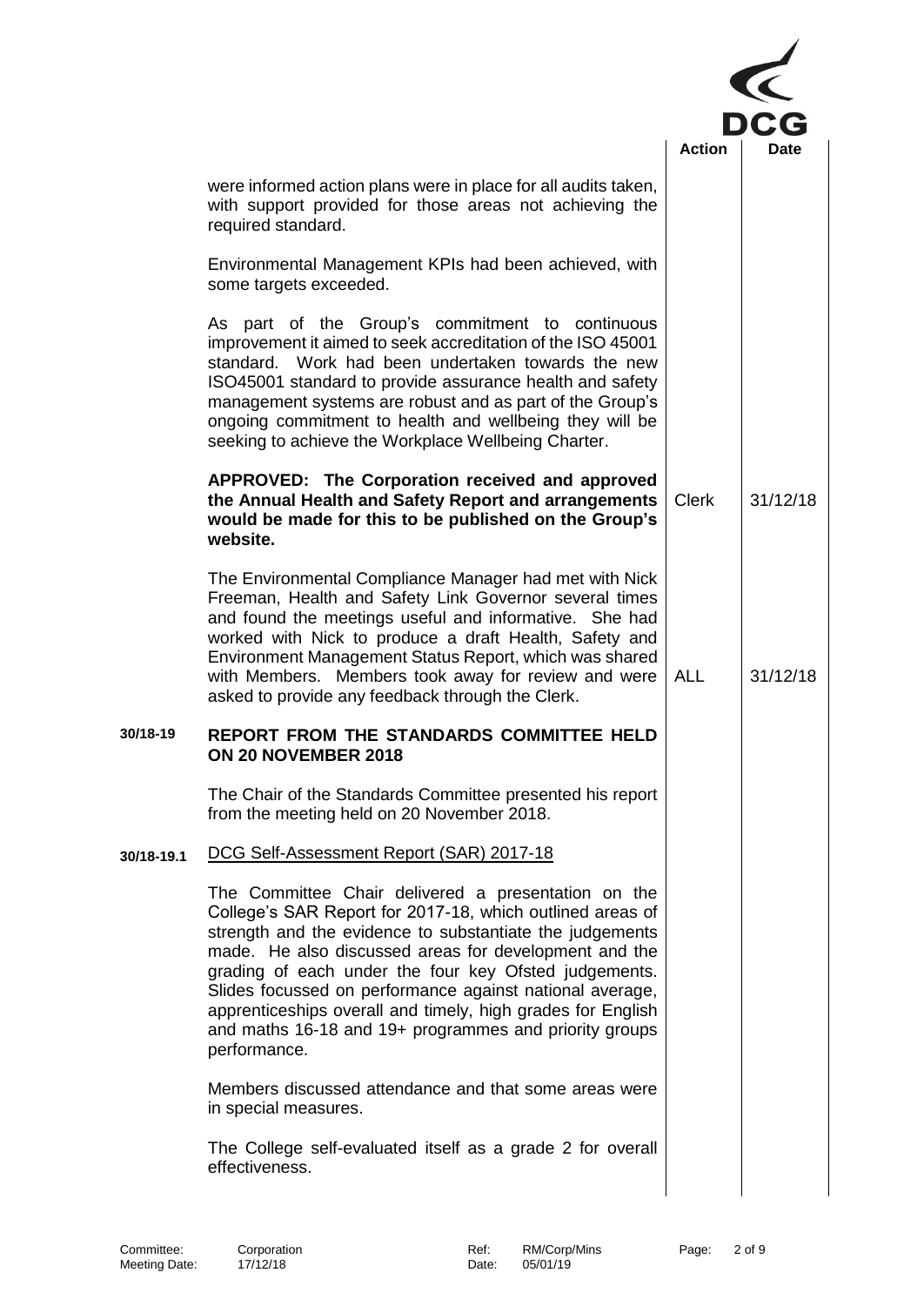| | | Action | Date |
|---|---|---|---|
| | were informed action plans were in place for all audits taken, with support provided for those areas not achieving the required standard. | | |
| | Environmental Management KPIs had been achieved, with some targets exceeded. | | |
| | As part of the Group's commitment to continuous improvement it aimed to seek accreditation of the ISO 45001 standard. Work had been undertaken towards the new ISO45001 standard to provide assurance health and safety management systems are robust and as part of the Group's ongoing commitment to health and wellbeing they will be seeking to achieve the Workplace Wellbeing Charter. | | |
| | **APPROVED: The Corporation received and approved the Annual Health and Safety Report and arrangements would be made for this to be published on the Group's website.** | Clerk | 31/12/18 |
| | The Environmental Compliance Manager had met with Nick Freeman, Health and Safety Link Governor several times and found the meetings useful and informative. She had worked with Nick to produce a draft Health, Safety and Environment Management Status Report, which was shared with Members. Members took away for review and were asked to provide any feedback through the Clerk. | ALL | 31/12/18 |
| **30/18-19** | **REPORT FROM THE STANDARDS COMMITTEE HELD ON 20 NOVEMBER 2018** | | |
| | The Chair of the Standards Committee presented his report from the meeting held on 20 November 2018. | | |
| **30/18-19.1** | DCG Self-Assessment Report (SAR) 2017-18 | | |
| | The Committee Chair delivered a presentation on the College's SAR Report for 2017-18, which outlined areas of strength and the evidence to substantiate the judgements made. He also discussed areas for development and the grading of each under the four key Ofsted judgements. Slides focussed on performance against national average, apprenticeships overall and timely, high grades for English and maths 16-18 and 19+ programmes and priority groups performance. | | |
| | Members discussed attendance and that some areas were in special measures. | | |
| | The College self-evaluated itself as a grade 2 for overall effectiveness. | | |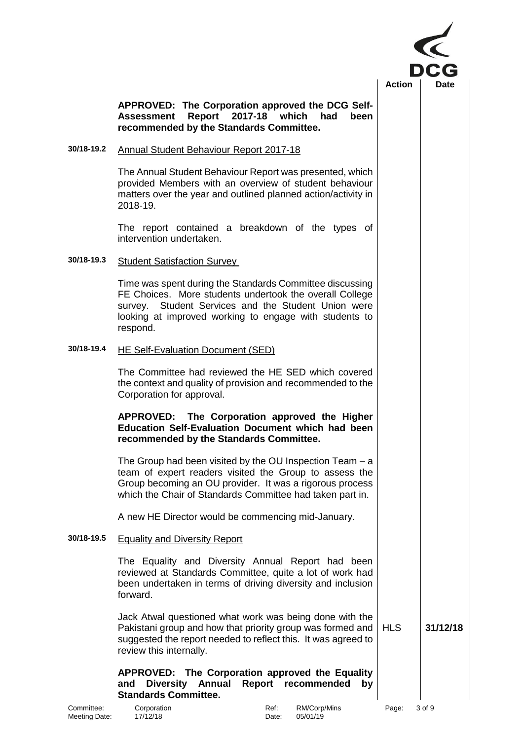| | | Action | Date |
|---|---|---|---|
| | **APPROVED: The Corporation approved the DCG Self-Assessment Report 2017-18 which had been recommended by the Standards Committee.** | | |
| **30/18-19.2** | Annual Student Behaviour Report 2017-18 | | |
| | The Annual Student Behaviour Report was presented, which provided Members with an overview of student behaviour matters over the year and outlined planned action/activity in 2018-19. | | |
| | The report contained a breakdown of the types of intervention undertaken. | | |
| **30/18-19.3** | Student Satisfaction Survey | | |
| | Time was spent during the Standards Committee discussing FE Choices. More students undertook the overall College survey. Student Services and the Student Union were looking at improved working to engage with students to respond. | | |
| **30/18-19.4** | HE Self-Evaluation Document (SED) | | |
| | The Committee had reviewed the HE SED which covered the context and quality of provision and recommended to the Corporation for approval. | | |
| | **APPROVED: The Corporation approved the Higher Education Self-Evaluation Document which had been recommended by the Standards Committee.** | | |
| | The Group had been visited by the OU Inspection Team – a team of expert readers visited the Group to assess the Group becoming an OU provider. It was a rigorous process which the Chair of Standards Committee had taken part in. | | |
| | A new HE Director would be commencing mid-January. | | |
| **30/18-19.5** | Equality and Diversity Report | | |
| | The Equality and Diversity Annual Report had been reviewed at Standards Committee, quite a lot of work had been undertaken in terms of driving diversity and inclusion forward. | | |
| | Jack Atwal questioned what work was being done with the Pakistani group and how that priority group was formed and suggested the report needed to reflect this. It was agreed to review this internally. | HLS | **31/12/18** |
| | **APPROVED: The Corporation approved the Equality and Diversity Annual Report recommended by Standards Committee.** | | |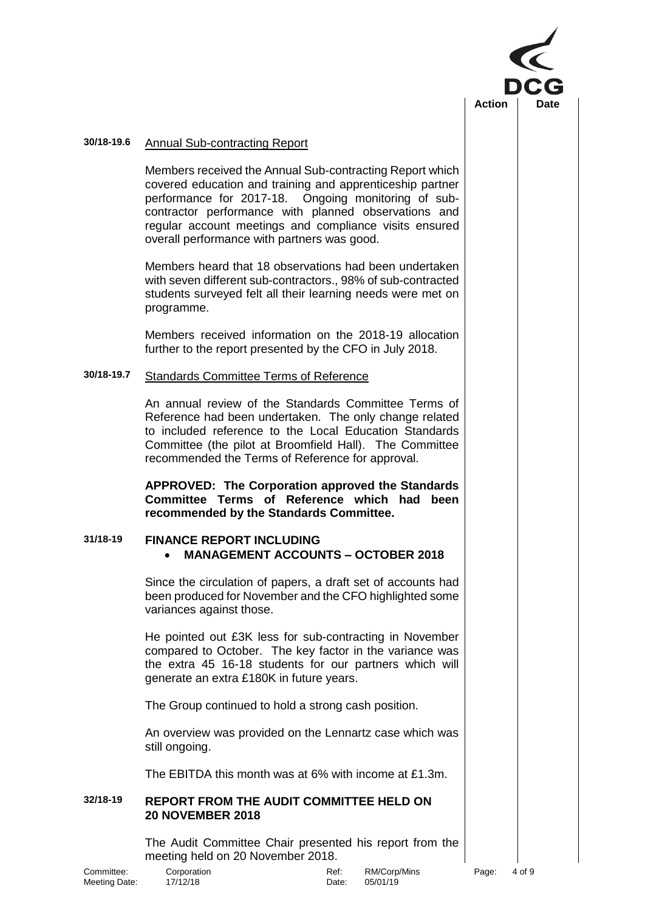**30/18-19.6** Annual Sub-contracting Report

Members received the Annual Sub-contracting Report which covered education and training and apprenticeship partner performance for 2017-18. Ongoing monitoring of sub-contractor performance with planned observations and regular account meetings and compliance visits ensured overall performance with partners was good.

Members heard that 18 observations had been undertaken with seven different sub-contractors., 98% of sub-contracted students surveyed felt all their learning needs were met on programme.

Members received information on the 2018-19 allocation further to the report presented by the CFO in July 2018.

**30/18-19.7** Standards Committee Terms of Reference

An annual review of the Standards Committee Terms of Reference had been undertaken. The only change related to included reference to the Local Education Standards Committee (the pilot at Broomfield Hall). The Committee recommended the Terms of Reference for approval.

**APPROVED: The Corporation approved the Standards Committee Terms of Reference which had been recommended by the Standards Committee.**

## 31/18-19 FINANCE REPORT INCLUDING

- **MANAGEMENT ACCOUNTS – OCTOBER 2018**

Since the circulation of papers, a draft set of accounts had been produced for November and the CFO highlighted some variances against those.

He pointed out £3K less for sub-contracting in November compared to October. The key factor in the variance was the extra 45 16-18 students for our partners which will generate an extra £180K in future years.

The Group continued to hold a strong cash position.

An overview was provided on the Lennartz case which was still ongoing.

The EBITDA this month was at 6% with income at £1.3m.

## 32/18-19 REPORT FROM THE AUDIT COMMITTEE HELD ON 20 NOVEMBER 2018

The Audit Committee Chair presented his report from the meeting held on 20 November 2018.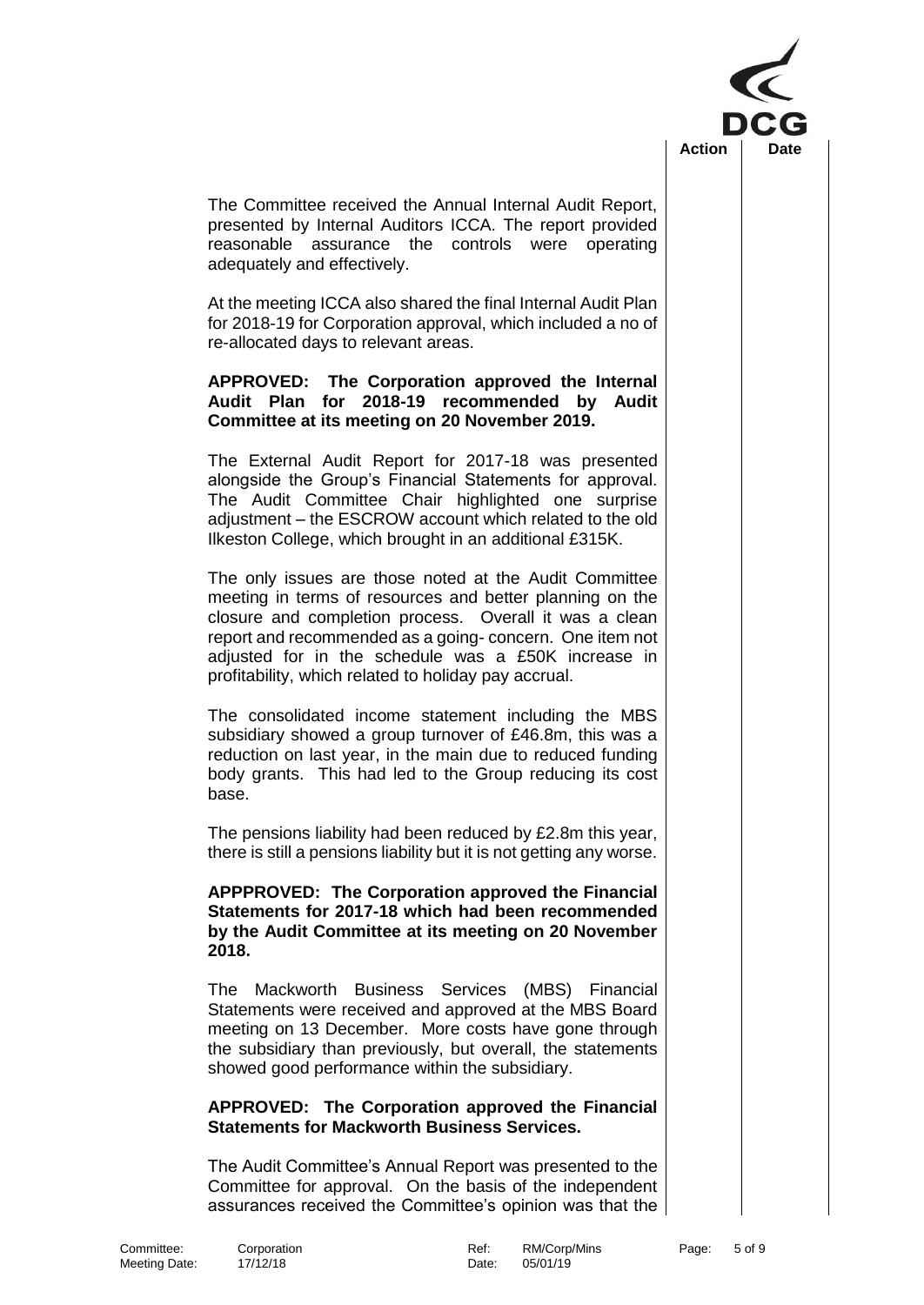| | Action | Date |
|---|---|---|
| The Committee received the Annual Internal Audit Report, presented by Internal Auditors ICCA. The report provided reasonable assurance the controls were operating adequately and effectively. | | |
| At the meeting ICCA also shared the final Internal Audit Plan for 2018-19 for Corporation approval, which included a no of re-allocated days to relevant areas. | | |
| **APPROVED: The Corporation approved the Internal Audit Plan for 2018-19 recommended by Audit Committee at its meeting on 20 November 2019.** | | |
| The External Audit Report for 2017-18 was presented alongside the Group's Financial Statements for approval. The Audit Committee Chair highlighted one surprise adjustment – the ESCROW account which related to the old Ilkeston College, which brought in an additional £315K. | | |
| The only issues are those noted at the Audit Committee meeting in terms of resources and better planning on the closure and completion process. Overall it was a clean report and recommended as a going- concern. One item not adjusted for in the schedule was a £50K increase in profitability, which related to holiday pay accrual. | | |
| The consolidated income statement including the MBS subsidiary showed a group turnover of £46.8m, this was a reduction on last year, in the main due to reduced funding body grants. This had led to the Group reducing its cost base. | | |
| The pensions liability had been reduced by £2.8m this year, there is still a pensions liability but it is not getting any worse. | | |
| **APPPROVED: The Corporation approved the Financial Statements for 2017-18 which had been recommended by the Audit Committee at its meeting on 20 November 2018.** | | |
| The Mackworth Business Services (MBS) Financial Statements were received and approved at the MBS Board meeting on 13 December. More costs have gone through the subsidiary than previously, but overall, the statements showed good performance within the subsidiary. | | |
| **APPROVED: The Corporation approved the Financial Statements for Mackworth Business Services.** | | |
| The Audit Committee's Annual Report was presented to the Committee for approval. On the basis of the independent assurances received the Committee's opinion was that the | | |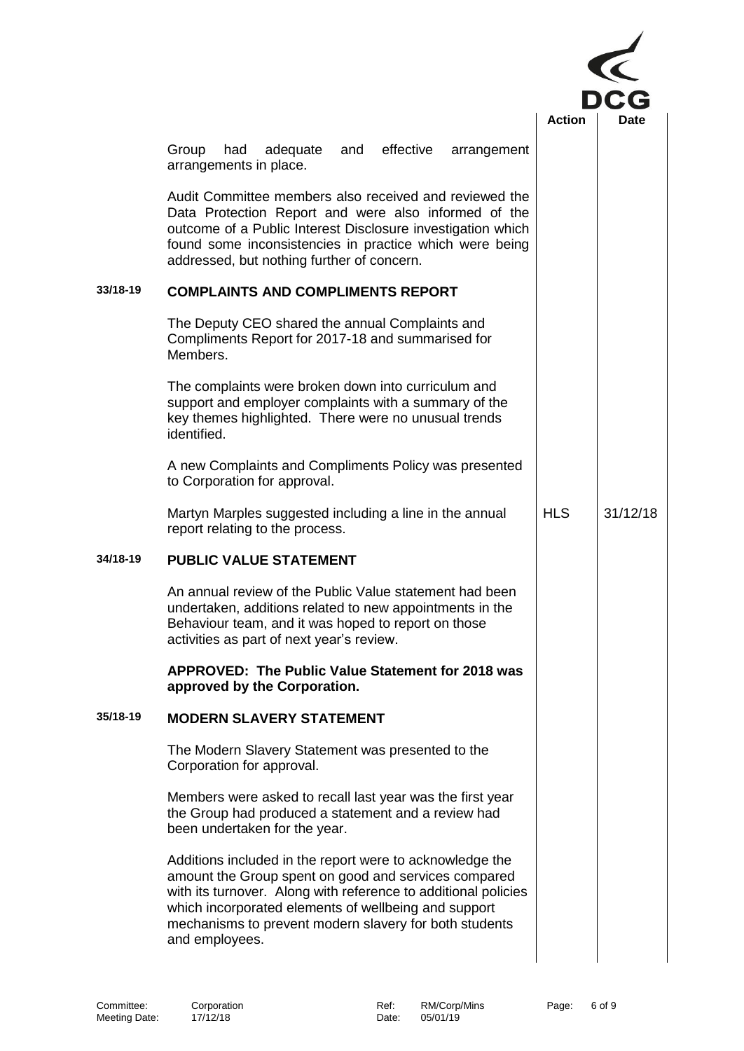| | | Action | Date |
|---|---|---|---|
| | Group had adequate and effective arrangement arrangements in place. | | |
| | Audit Committee members also received and reviewed the Data Protection Report and were also informed of the outcome of a Public Interest Disclosure investigation which found some inconsistencies in practice which were being addressed, but nothing further of concern. | | |
| **33/18-19** | **COMPLAINTS AND COMPLIMENTS REPORT** | | |
| | The Deputy CEO shared the annual Complaints and Compliments Report for 2017-18 and summarised for Members. | | |
| | The complaints were broken down into curriculum and support and employer complaints with a summary of the key themes highlighted. There were no unusual trends identified. | | |
| | A new Complaints and Compliments Policy was presented to Corporation for approval. | | |
| | Martyn Marples suggested including a line in the annual report relating to the process. | HLS | 31/12/18 |
| **34/18-19** | **PUBLIC VALUE STATEMENT** | | |
| | An annual review of the Public Value statement had been undertaken, additions related to new appointments in the Behaviour team, and it was hoped to report on those activities as part of next year's review. | | |
| | **APPROVED: The Public Value Statement for 2018 was approved by the Corporation.** | | |
| **35/18-19** | **MODERN SLAVERY STATEMENT** | | |
| | The Modern Slavery Statement was presented to the Corporation for approval. | | |
| | Members were asked to recall last year was the first year the Group had produced a statement and a review had been undertaken for the year. | | |
| | Additions included in the report were to acknowledge the amount the Group spent on good and services compared with its turnover. Along with reference to additional policies which incorporated elements of wellbeing and support mechanisms to prevent modern slavery for both students and employees. | | |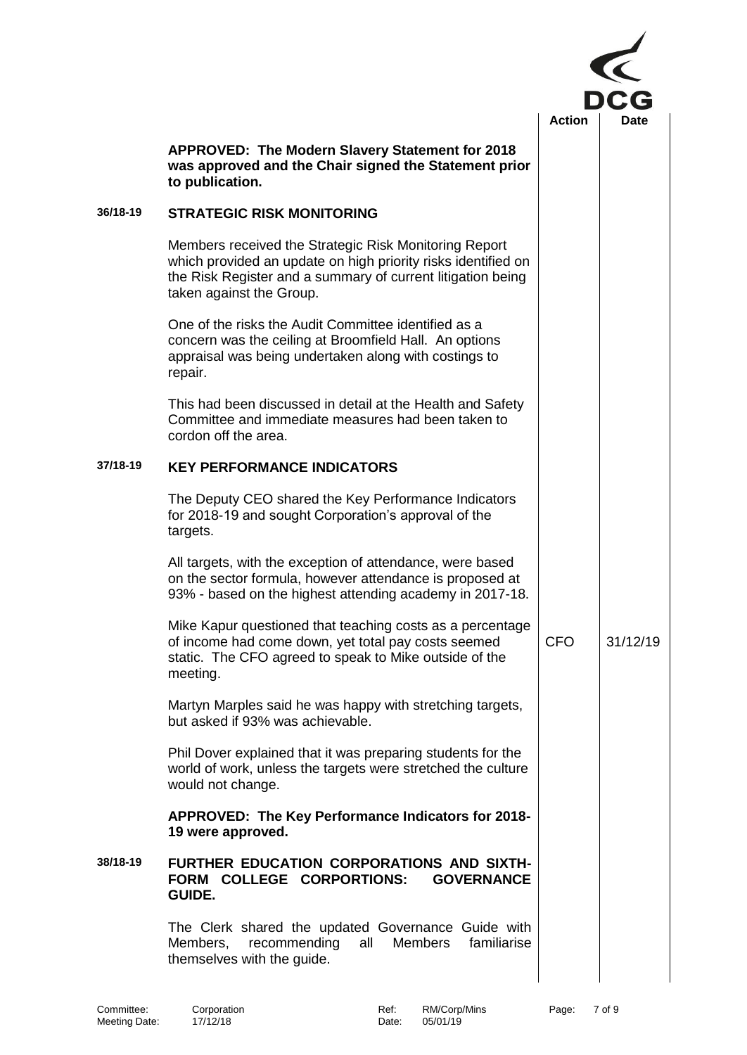| | | Action | Date |
|---|---|---|---|
| | **APPROVED: The Modern Slavery Statement for 2018 was approved and the Chair signed the Statement prior to publication.** | | |
| **36/18-19** | **STRATEGIC RISK MONITORING** | | |
| | Members received the Strategic Risk Monitoring Report which provided an update on high priority risks identified on the Risk Register and a summary of current litigation being taken against the Group. | | |
| | One of the risks the Audit Committee identified as a concern was the ceiling at Broomfield Hall. An options appraisal was being undertaken along with costings to repair. | | |
| | This had been discussed in detail at the Health and Safety Committee and immediate measures had been taken to cordon off the area. | | |
| **37/18-19** | **KEY PERFORMANCE INDICATORS** | | |
| | The Deputy CEO shared the Key Performance Indicators for 2018-19 and sought Corporation's approval of the targets. | | |
| | All targets, with the exception of attendance, were based on the sector formula, however attendance is proposed at 93% - based on the highest attending academy in 2017-18. | | |
| | Mike Kapur questioned that teaching costs as a percentage of income had come down, yet total pay costs seemed static. The CFO agreed to speak to Mike outside of the meeting. | CFO | 31/12/19 |
| | Martyn Marples said he was happy with stretching targets, but asked if 93% was achievable. | | |
| | Phil Dover explained that it was preparing students for the world of work, unless the targets were stretched the culture would not change. | | |
| | **APPROVED: The Key Performance Indicators for 2018-19 were approved.** | | |
| **38/18-19** | **FURTHER EDUCATION CORPORATIONS AND SIXTH-FORM COLLEGE CORPORTIONS: GOVERNANCE GUIDE.** | | |
| | The Clerk shared the updated Governance Guide with Members, recommending all Members familiarise themselves with the guide. | | |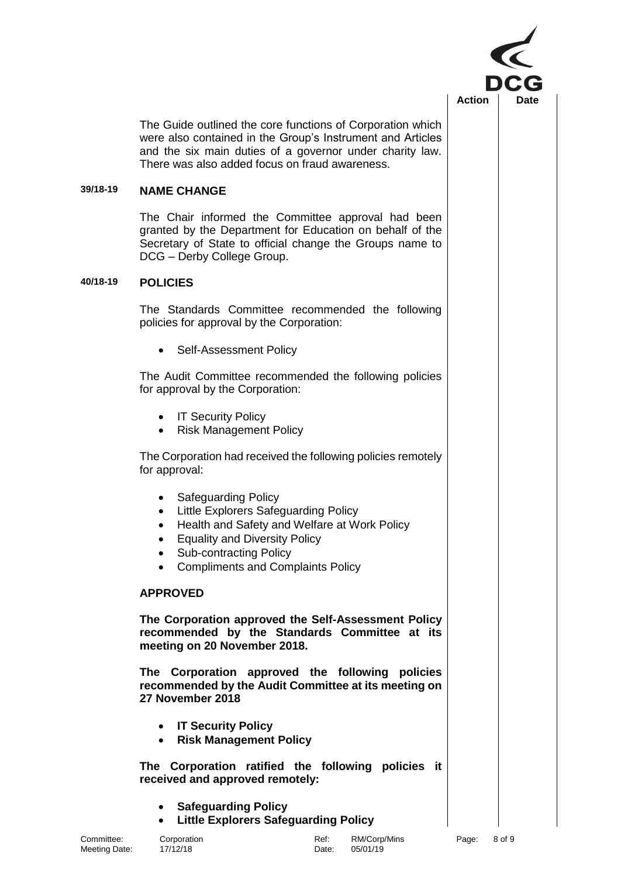The Guide outlined the core functions of Corporation which were also contained in the Group's Instrument and Articles and the six main duties of a governor under charity law. There was also added focus on fraud awareness.

## 39/18-19 NAME CHANGE

The Chair informed the Committee approval had been granted by the Department for Education on behalf of the Secretary of State to official change the Groups name to DCG – Derby College Group.

## 40/18-19 POLICIES

The Standards Committee recommended the following policies for approval by the Corporation:

- Self-Assessment Policy

The Audit Committee recommended the following policies for approval by the Corporation:

- IT Security Policy
- Risk Management Policy

The Corporation had received the following policies remotely for approval:

- Safeguarding Policy
- Little Explorers Safeguarding Policy
- Health and Safety and Welfare at Work Policy
- Equality and Diversity Policy
- Sub-contracting Policy
- Compliments and Complaints Policy

**APPROVED**

**The Corporation approved the Self-Assessment Policy recommended by the Standards Committee at its meeting on 20 November 2018.**

**The Corporation approved the following policies recommended by the Audit Committee at its meeting on 27 November 2018**

- **IT Security Policy**
- **Risk Management Policy**

**The Corporation ratified the following policies it received and approved remotely:**

- **Safeguarding Policy**
- **Little Explorers Safeguarding Policy**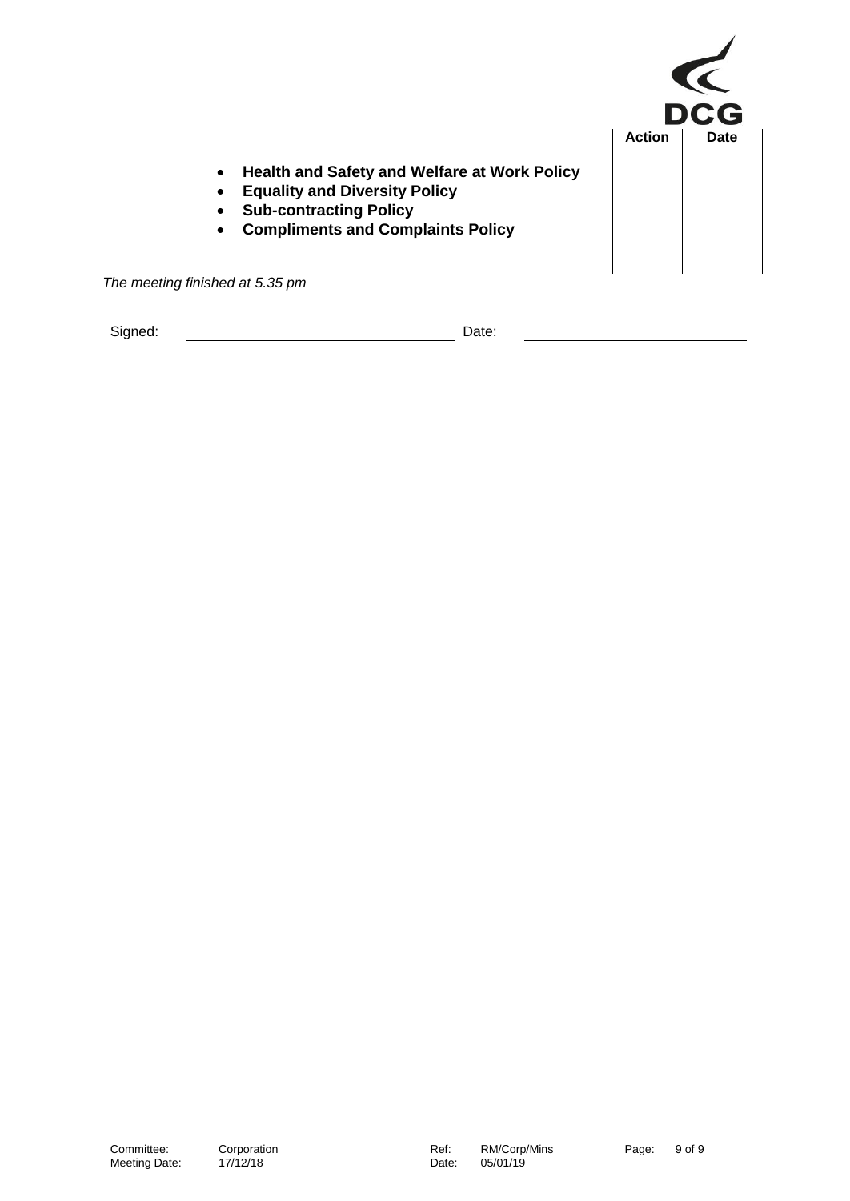| | Action | Date |
|---|---|---|
| • **Health and Safety and Welfare at Work Policy**<br>• **Equality and Diversity Policy**<br>• **Sub-contracting Policy**<br>• **Compliments and Complaints Policy** | | |

*The meeting finished at 5.35 pm*

Signed: ______________________________ Date: ______________________________